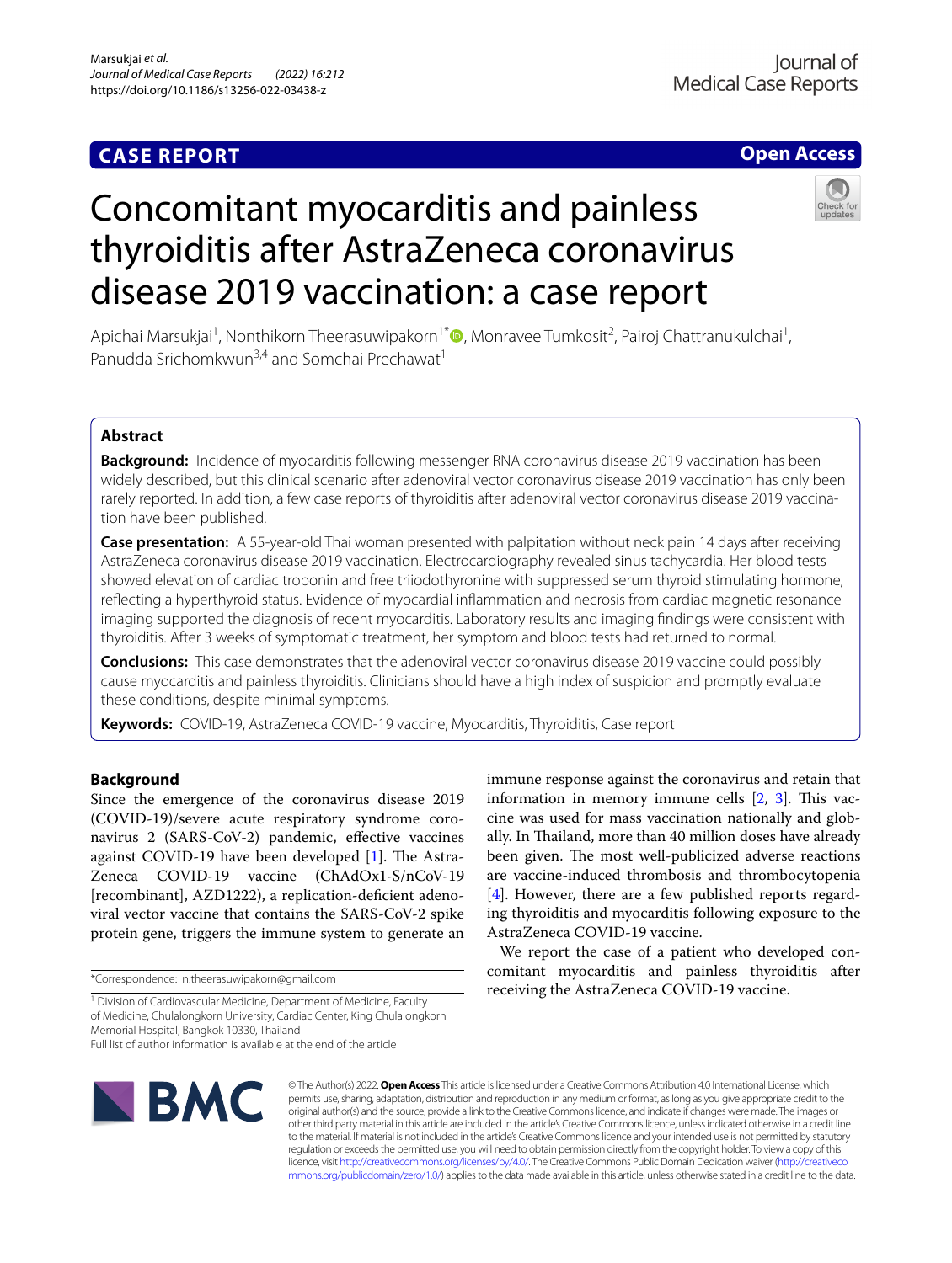**CASE REPORT**

**Open Access**

# Concomitant myocarditis and painless thyroiditis after AstraZeneca coronavirus disease 2019 vaccination: a case report

Apichai Marsukjai[1], Nonthikorn Theerasuwipakorn[1*], Monravee Tumkosit[2], Pairoj Chattranukulchai[1], Panudda Srichomkwun[3,4] and Somchai Prechawat[1]

## Abstract

**Background:** Incidence of myocarditis following messenger RNA coronavirus disease 2019 vaccination has been widely described, but this clinical scenario after adenoviral vector coronavirus disease 2019 vaccination has only been rarely reported. In addition, a few case reports of thyroiditis after adenoviral vector coronavirus disease 2019 vaccination have been published.

**Case presentation:** A 55-year-old Thai woman presented with palpitation without neck pain 14 days after receiving AstraZeneca coronavirus disease 2019 vaccination. Electrocardiography revealed sinus tachycardia. Her blood tests showed elevation of cardiac troponin and free triiodothyronine with suppressed serum thyroid stimulating hormone, reflecting a hyperthyroid status. Evidence of myocardial inflammation and necrosis from cardiac magnetic resonance imaging supported the diagnosis of recent myocarditis. Laboratory results and imaging findings were consistent with thyroiditis. After 3 weeks of symptomatic treatment, her symptom and blood tests had returned to normal.

**Conclusions:** This case demonstrates that the adenoviral vector coronavirus disease 2019 vaccine could possibly cause myocarditis and painless thyroiditis. Clinicians should have a high index of suspicion and promptly evaluate these conditions, despite minimal symptoms.

**Keywords:** COVID-19, AstraZeneca COVID-19 vaccine, Myocarditis, Thyroiditis, Case report

## Background

Since the emergence of the coronavirus disease 2019 (COVID-19)/severe acute respiratory syndrome coronavirus 2 (SARS-CoV-2) pandemic, effective vaccines against COVID-19 have been developed [1]. The AstraZeneca COVID-19 vaccine (ChAdOx1-S/nCoV-19 [recombinant], AZD1222), a replication-deficient adenoviral vector vaccine that contains the SARS-CoV-2 spike protein gene, triggers the immune system to generate an immune response against the coronavirus and retain that information in memory immune cells [2, 3]. This vaccine was used for mass vaccination nationally and globally. In Thailand, more than 40 million doses have already been given. The most well-publicized adverse reactions are vaccine-induced thrombosis and thrombocytopenia [4]. However, there are a few published reports regarding thyroiditis and myocarditis following exposure to the AstraZeneca COVID-19 vaccine.

We report the case of a patient who developed concomitant myocarditis and painless thyroiditis after receiving the AstraZeneca COVID-19 vaccine.

*Correspondence: n.theerasuwipakorn@gmail.com

[1] Division of Cardiovascular Medicine, Department of Medicine, Faculty of Medicine, Chulalongkorn University, Cardiac Center, King Chulalongkorn Memorial Hospital, Bangkok 10330, Thailand

Full list of author information is available at the end of the article

© The Author(s) 2022. **Open Access** This article is licensed under a Creative Commons Attribution 4.0 International License, which permits use, sharing, adaptation, distribution and reproduction in any medium or format, as long as you give appropriate credit to the original author(s) and the source, provide a link to the Creative Commons licence, and indicate if changes were made. The images or other third party material in this article are included in the article's Creative Commons licence, unless indicated otherwise in a credit line to the material. If material is not included in the article's Creative Commons licence and your intended use is not permitted by statutory regulation or exceeds the permitted use, you will need to obtain permission directly from the copyright holder. To view a copy of this licence, visit http://creativecommons.org/licenses/by/4.0/. The Creative Commons Public Domain Dedication waiver (http://creativecommons.org/publicdomain/zero/1.0/) applies to the data made available in this article, unless otherwise stated in a credit line to the data.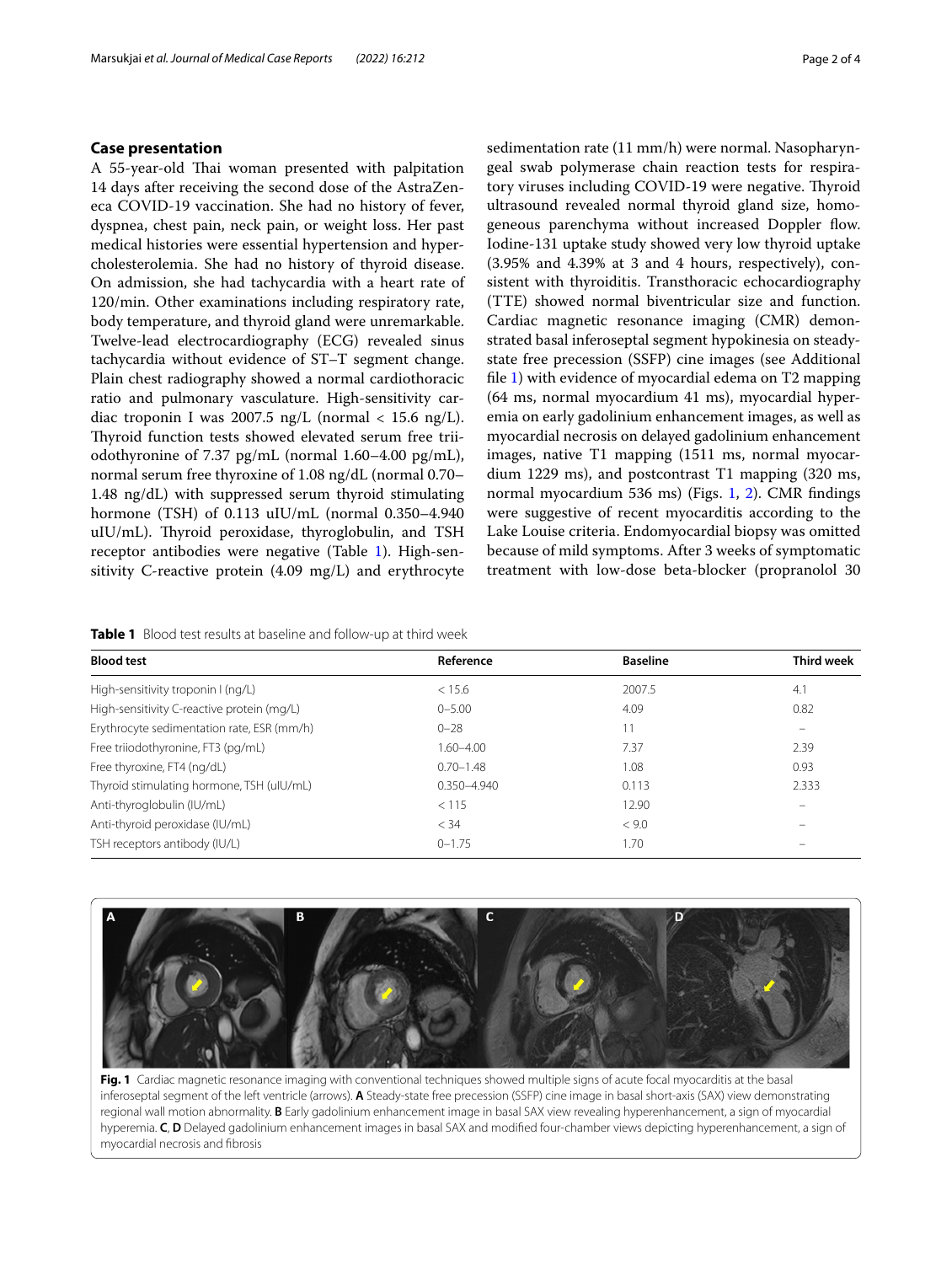## Case presentation

A 55-year-old Thai woman presented with palpitation 14 days after receiving the second dose of the AstraZeneca COVID-19 vaccination. She had no history of fever, dyspnea, chest pain, neck pain, or weight loss. Her past medical histories were essential hypertension and hypercholesterolemia. She had no history of thyroid disease. On admission, she had tachycardia with a heart rate of 120/min. Other examinations including respiratory rate, body temperature, and thyroid gland were unremarkable. Twelve-lead electrocardiography (ECG) revealed sinus tachycardia without evidence of ST–T segment change. Plain chest radiography showed a normal cardiothoracic ratio and pulmonary vasculature. High-sensitivity cardiac troponin I was 2007.5 ng/L (normal < 15.6 ng/L). Thyroid function tests showed elevated serum free triiodothyronine of 7.37 pg/mL (normal 1.60–4.00 pg/mL), normal serum free thyroxine of 1.08 ng/dL (normal 0.70–1.48 ng/dL) with suppressed serum thyroid stimulating hormone (TSH) of 0.113 uIU/mL (normal 0.350–4.940 uIU/mL). Thyroid peroxidase, thyroglobulin, and TSH receptor antibodies were negative (Table 1). High-sensitivity C-reactive protein (4.09 mg/L) and erythrocyte sedimentation rate (11 mm/h) were normal. Nasopharyngeal swab polymerase chain reaction tests for respiratory viruses including COVID-19 were negative. Thyroid ultrasound revealed normal thyroid gland size, homogeneous parenchyma without increased Doppler flow. Iodine-131 uptake study showed very low thyroid uptake (3.95% and 4.39% at 3 and 4 hours, respectively), consistent with thyroiditis. Transthoracic echocardiography (TTE) showed normal biventricular size and function. Cardiac magnetic resonance imaging (CMR) demonstrated basal inferoseptal segment hypokinesia on steady-state free precession (SSFP) cine images (see Additional file 1) with evidence of myocardial edema on T2 mapping (64 ms, normal myocardium 41 ms), myocardial hyperemia on early gadolinium enhancement images, as well as myocardial necrosis on delayed gadolinium enhancement images, native T1 mapping (1511 ms, normal myocardium 1229 ms), and postcontrast T1 mapping (320 ms, normal myocardium 536 ms) (Figs. 1, 2). CMR findings were suggestive of recent myocarditis according to the Lake Louise criteria. Endomyocardial biopsy was omitted because of mild symptoms. After 3 weeks of symptomatic treatment with low-dose beta-blocker (propranolol 30

**Table 1** Blood test results at baseline and follow-up at third week

| Blood test | Reference | Baseline | Third week |
|---|---|---|---|
| High-sensitivity troponin I (ng/L) | < 15.6 | 2007.5 | 4.1 |
| High-sensitivity C-reactive protein (mg/L) | 0–5.00 | 4.09 | 0.82 |
| Erythrocyte sedimentation rate, ESR (mm/h) | 0–28 | 11 | – |
| Free triiodothyronine, FT3 (pg/mL) | 1.60–4.00 | 7.37 | 2.39 |
| Free thyroxine, FT4 (ng/dL) | 0.70–1.48 | 1.08 | 0.93 |
| Thyroid stimulating hormone, TSH (uIU/mL) | 0.350–4.940 | 0.113 | 2.333 |
| Anti-thyroglobulin (IU/mL) | < 115 | 12.90 | – |
| Anti-thyroid peroxidase (IU/mL) | < 34 | < 9.0 | – |
| TSH receptors antibody (IU/L) | 0–1.75 | 1.70 | – |

**Fig. 1** Cardiac magnetic resonance imaging with conventional techniques showed multiple signs of acute focal myocarditis at the basal inferoseptal segment of the left ventricle (arrows). **A** Steady-state free precession (SSFP) cine image in basal short-axis (SAX) view demonstrating regional wall motion abnormality. **B** Early gadolinium enhancement image in basal SAX view revealing hyperenhancement, a sign of myocardial hyperemia. **C**, **D** Delayed gadolinium enhancement images in basal SAX and modified four-chamber views depicting hyperenhancement, a sign of myocardial necrosis and fibrosis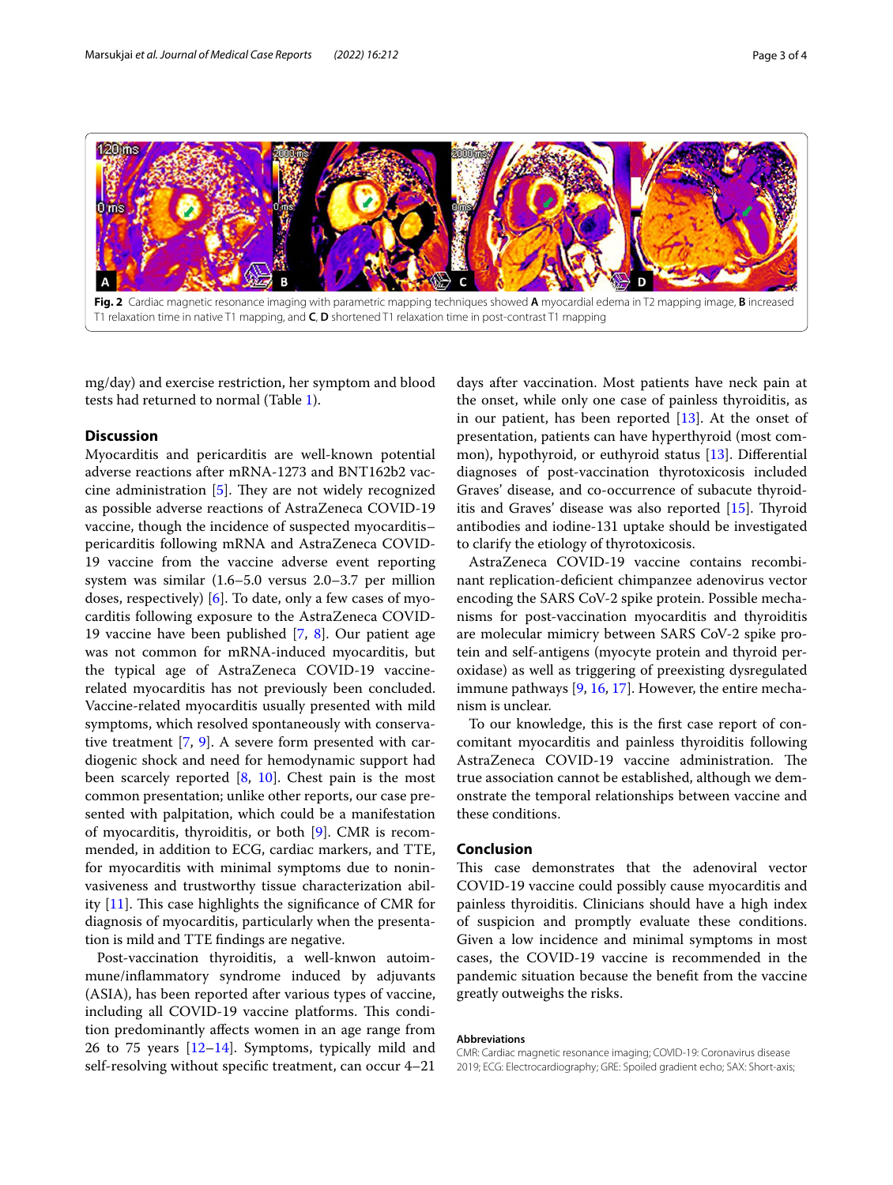**Fig. 2** Cardiac magnetic resonance imaging with parametric mapping techniques showed **A** myocardial edema in T2 mapping image, **B** increased T1 relaxation time in native T1 mapping, and **C**, **D** shortened T1 relaxation time in post-contrast T1 mapping

mg/day) and exercise restriction, her symptom and blood tests had returned to normal (Table 1).

## Discussion

Myocarditis and pericarditis are well-known potential adverse reactions after mRNA-1273 and BNT162b2 vaccine administration [5]. They are not widely recognized as possible adverse reactions of AstraZeneca COVID-19 vaccine, though the incidence of suspected myocarditis–pericarditis following mRNA and AstraZeneca COVID-19 vaccine from the vaccine adverse event reporting system was similar (1.6–5.0 versus 2.0–3.7 per million doses, respectively) [6]. To date, only a few cases of myocarditis following exposure to the AstraZeneca COVID-19 vaccine have been published [7, 8]. Our patient age was not common for mRNA-induced myocarditis, but the typical age of AstraZeneca COVID-19 vaccine-related myocarditis has not previously been concluded. Vaccine-related myocarditis usually presented with mild symptoms, which resolved spontaneously with conservative treatment [7, 9]. A severe form presented with cardiogenic shock and need for hemodynamic support had been scarcely reported [8, 10]. Chest pain is the most common presentation; unlike other reports, our case presented with palpitation, which could be a manifestation of myocarditis, thyroiditis, or both [9]. CMR is recommended, in addition to ECG, cardiac markers, and TTE, for myocarditis with minimal symptoms due to noninvasiveness and trustworthy tissue characterization ability [11]. This case highlights the significance of CMR for diagnosis of myocarditis, particularly when the presentation is mild and TTE findings are negative.

Post-vaccination thyroiditis, a well-knwon autoimmune/inflammatory syndrome induced by adjuvants (ASIA), has been reported after various types of vaccine, including all COVID-19 vaccine platforms. This condition predominantly affects women in an age range from 26 to 75 years [12–14]. Symptoms, typically mild and self-resolving without specific treatment, can occur 4–21 days after vaccination. Most patients have neck pain at the onset, while only one case of painless thyroiditis, as in our patient, has been reported [13]. At the onset of presentation, patients can have hyperthyroid (most common), hypothyroid, or euthyroid status [13]. Differential diagnoses of post-vaccination thyrotoxicosis included Graves' disease, and co-occurrence of subacute thyroiditis and Graves' disease was also reported [15]. Thyroid antibodies and iodine-131 uptake should be investigated to clarify the etiology of thyrotoxicosis.

AstraZeneca COVID-19 vaccine contains recombinant replication-deficient chimpanzee adenovirus vector encoding the SARS CoV-2 spike protein. Possible mechanisms for post-vaccination myocarditis and thyroiditis are molecular mimicry between SARS CoV-2 spike protein and self-antigens (myocyte protein and thyroid peroxidase) as well as triggering of preexisting dysregulated immune pathways [9, 16, 17]. However, the entire mechanism is unclear.

To our knowledge, this is the first case report of concomitant myocarditis and painless thyroiditis following AstraZeneca COVID-19 vaccine administration. The true association cannot be established, although we demonstrate the temporal relationships between vaccine and these conditions.

## Conclusion

This case demonstrates that the adenoviral vector COVID-19 vaccine could possibly cause myocarditis and painless thyroiditis. Clinicians should have a high index of suspicion and promptly evaluate these conditions. Given a low incidence and minimal symptoms in most cases, the COVID-19 vaccine is recommended in the pandemic situation because the benefit from the vaccine greatly outweighs the risks.

### Abbreviations

CMR: Cardiac magnetic resonance imaging; COVID-19: Coronavirus disease 2019; ECG: Electrocardiography; GRE: Spoiled gradient echo; SAX: Short-axis;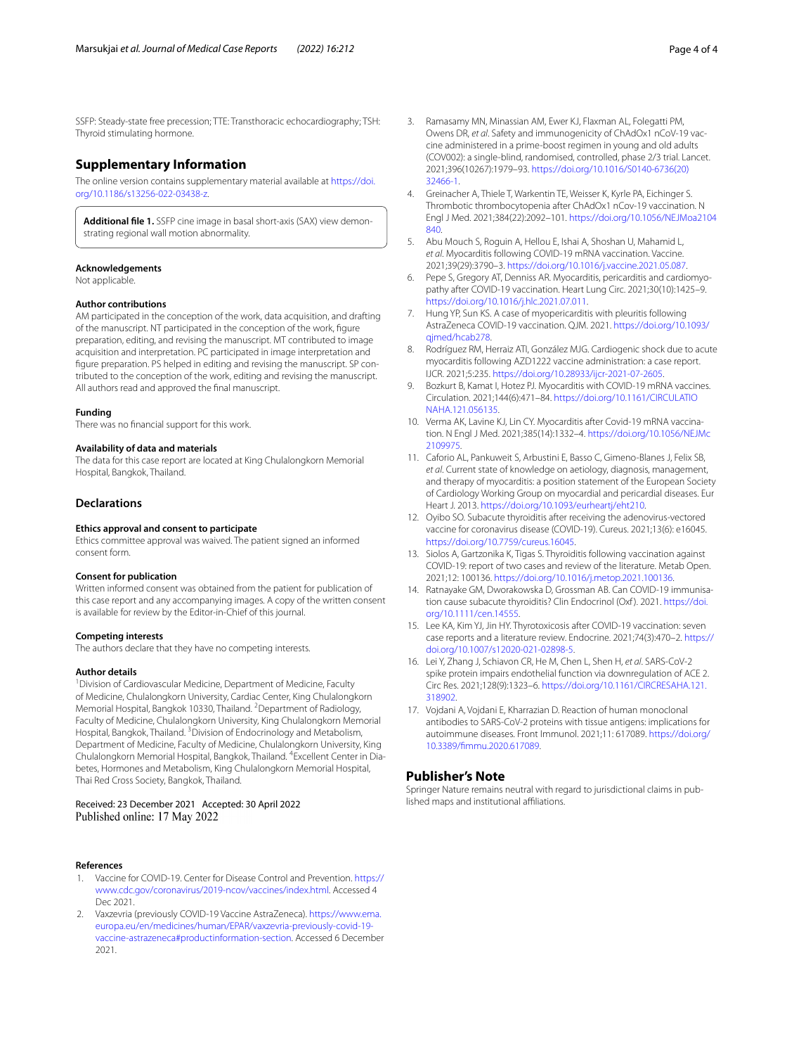SSFP: Steady-state free precession; TTE: Transthoracic echocardiography; TSH: Thyroid stimulating hormone.

## Supplementary Information

The online version contains supplementary material available at https://doi.org/10.1186/s13256-022-03438-z.

**Additional file 1.** SSFP cine image in basal short-axis (SAX) view demonstrating regional wall motion abnormality.

### Acknowledgements

Not applicable.

### Author contributions

AM participated in the conception of the work, data acquisition, and drafting of the manuscript. NT participated in the conception of the work, figure preparation, editing, and revising the manuscript. MT contributed to image acquisition and interpretation. PC participated in image interpretation and figure preparation. PS helped in editing and revising the manuscript. SP contributed to the conception of the work, editing and revising the manuscript. All authors read and approved the final manuscript.

### Funding

There was no financial support for this work.

### Availability of data and materials

The data for this case report are located at King Chulalongkorn Memorial Hospital, Bangkok, Thailand.

## Declarations

### Ethics approval and consent to participate

Ethics committee approval was waived. The patient signed an informed consent form.

### Consent for publication

Written informed consent was obtained from the patient for publication of this case report and any accompanying images. A copy of the written consent is available for review by the Editor-in-Chief of this journal.

### Competing interests

The authors declare that they have no competing interests.

### Author details

[1]Division of Cardiovascular Medicine, Department of Medicine, Faculty of Medicine, Chulalongkorn University, Cardiac Center, King Chulalongkorn Memorial Hospital, Bangkok 10330, Thailand. [2]Department of Radiology, Faculty of Medicine, Chulalongkorn University, King Chulalongkorn Memorial Hospital, Bangkok, Thailand. [3]Division of Endocrinology and Metabolism, Department of Medicine, Faculty of Medicine, Chulalongkorn University, King Chulalongkorn Memorial Hospital, Bangkok, Thailand. [4]Excellent Center in Diabetes, Hormones and Metabolism, King Chulalongkorn Memorial Hospital, Thai Red Cross Society, Bangkok, Thailand.

Received: 23 December 2021 Accepted: 30 April 2022
Published online: 17 May 2022

### References

1. Vaccine for COVID-19. Center for Disease Control and Prevention. https://www.cdc.gov/coronavirus/2019-ncov/vaccines/index.html. Accessed 4 Dec 2021.
2. Vaxzevria (previously COVID-19 Vaccine AstraZeneca). https://www.ema.europa.eu/en/medicines/human/EPAR/vaxzevria-previously-covid-19-vaccine-astrazeneca#productinformation-section. Accessed 6 December 2021.
3. Ramasamy MN, Minassian AM, Ewer KJ, Flaxman AL, Folegatti PM, Owens DR, *et al*. Safety and immunogenicity of ChAdOx1 nCoV-19 vaccine administered in a prime-boost regimen in young and old adults (COV002): a single-blind, randomised, controlled, phase 2/3 trial. Lancet. 2021;396(10267):1979–93. https://doi.org/10.1016/S0140-6736(20)32466-1.
4. Greinacher A, Thiele T, Warkentin TE, Weisser K, Kyrle PA, Eichinger S. Thrombotic thrombocytopenia after ChAdOx1 nCov-19 vaccination. N Engl J Med. 2021;384(22):2092–101. https://doi.org/10.1056/NEJMoa2104840.
5. Abu Mouch S, Roguin A, Hellou E, Ishai A, Shoshan U, Mahamid L, *et al*. Myocarditis following COVID-19 mRNA vaccination. Vaccine. 2021;39(29):3790–3. https://doi.org/10.1016/j.vaccine.2021.05.087.
6. Pepe S, Gregory AT, Denniss AR. Myocarditis, pericarditis and cardiomyopathy after COVID-19 vaccination. Heart Lung Circ. 2021;30(10):1425–9. https://doi.org/10.1016/j.hlc.2021.07.011.
7. Hung YP, Sun KS. A case of myopericarditis with pleuritis following AstraZeneca COVID-19 vaccination. QJM. 2021. https://doi.org/10.1093/qjmed/hcab278.
8. Rodríguez RM, Herraiz ATl, González MJG. Cardiogenic shock due to acute myocarditis following AZD1222 vaccine administration: a case report. IJCR. 2021;5:235. https://doi.org/10.28933/ijcr-2021-07-2605.
9. Bozkurt B, Kamat I, Hotez PJ. Myocarditis with COVID-19 mRNA vaccines. Circulation. 2021;144(6):471–84. https://doi.org/10.1161/CIRCULATIONAHA.121.056135.
10. Verma AK, Lavine KJ, Lin CY. Myocarditis after Covid-19 mRNA vaccination. N Engl J Med. 2021;385(14):1332–4. https://doi.org/10.1056/NEJMc2109975.
11. Caforio AL, Pankuweit S, Arbustini E, Basso C, Gimeno-Blanes J, Felix SB, *et al*. Current state of knowledge on aetiology, diagnosis, management, and therapy of myocarditis: a position statement of the European Society of Cardiology Working Group on myocardial and pericardial diseases. Eur Heart J. 2013. https://doi.org/10.1093/eurheartj/eht210.
12. Oyibo SO. Subacute thyroiditis after receiving the adenovirus-vectored vaccine for coronavirus disease (COVID-19). Cureus. 2021;13(6): e16045. https://doi.org/10.7759/cureus.16045.
13. Siolos A, Gartzonika K, Tigas S. Thyroiditis following vaccination against COVID-19: report of two cases and review of the literature. Metab Open. 2021;12: 100136. https://doi.org/10.1016/j.metop.2021.100136.
14. Ratnayake GM, Dworakowska D, Grossman AB. Can COVID-19 immunisation cause subacute thyroiditis? Clin Endocrinol (Oxf). 2021. https://doi.org/10.1111/cen.14555.
15. Lee KA, Kim YJ, Jin HY. Thyrotoxicosis after COVID-19 vaccination: seven case reports and a literature review. Endocrine. 2021;74(3):470–2. https://doi.org/10.1007/s12020-021-02898-5.
16. Lei Y, Zhang J, Schiavon CR, He M, Chen L, Shen H, *et al*. SARS-CoV-2 spike protein impairs endothelial function via downregulation of ACE 2. Circ Res. 2021;128(9):1323–6. https://doi.org/10.1161/CIRCRESAHA.121.318902.
17. Vojdani A, Vojdani E, Kharrazian D. Reaction of human monoclonal antibodies to SARS-CoV-2 proteins with tissue antigens: implications for autoimmune diseases. Front Immunol. 2021;11: 617089. https://doi.org/10.3389/fimmu.2020.617089.

## Publisher's Note

Springer Nature remains neutral with regard to jurisdictional claims in published maps and institutional affiliations.